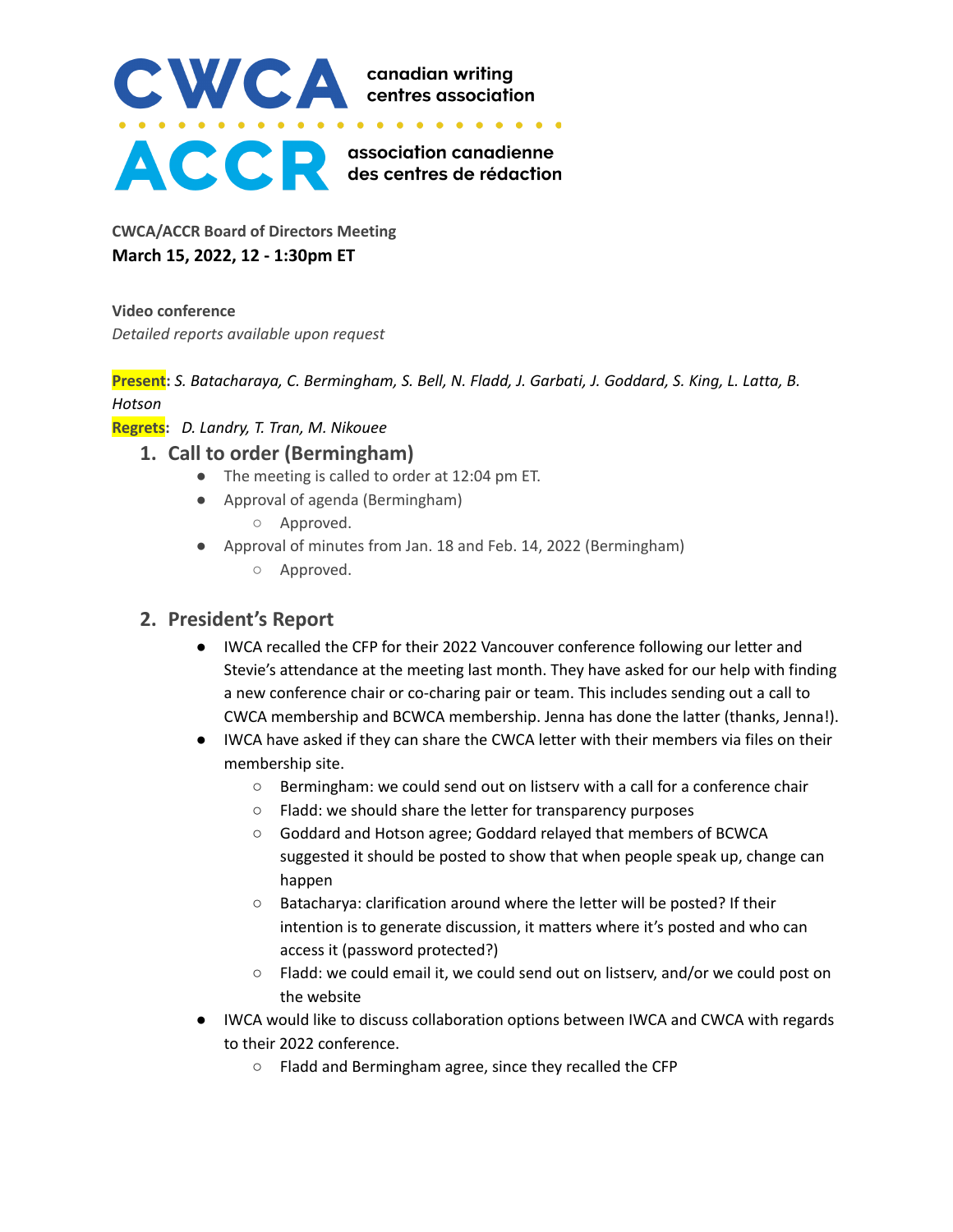**CWCA** canadian writing centres association

**ACCR** association canadienne des centres de rédaction

**CWCA/ACCR Board of Directors Meeting**

**March 15, 2022, 12 - 1:30pm ET**

**Video conference**

*Detailed reports available upon request*

**Present**: *S. Batacharaya, C. Bermingham, S. Bell, N. Fladd, J. Garbati, J. Goddard, S. King, L. Latta, B. Hotson*

**Regrets**: *D. Landry, T. Tran, M. Nikouee*

## 1. Call to order (Bermingham)

- The meeting is called to order at 12:04 pm ET.
- Approval of agenda (Bermingham)
  - Approved.
- Approval of minutes from Jan. 18 and Feb. 14, 2022 (Bermingham)
  - Approved.

## 2. President's Report

- IWCA recalled the CFP for their 2022 Vancouver conference following our letter and Stevie's attendance at the meeting last month. They have asked for our help with finding a new conference chair or co-charing pair or team. This includes sending out a call to CWCA membership and BCWCA membership. Jenna has done the latter (thanks, Jenna!).
- IWCA have asked if they can share the CWCA letter with their members via files on their membership site.
  - Bermingham: we could send out on listserv with a call for a conference chair
  - Fladd: we should share the letter for transparency purposes
  - Goddard and Hotson agree; Goddard relayed that members of BCWCA suggested it should be posted to show that when people speak up, change can happen
  - Batacharya: clarification around where the letter will be posted? If their intention is to generate discussion, it matters where it's posted and who can access it (password protected?)
  - Fladd: we could email it, we could send out on listserv, and/or we could post on the website
- IWCA would like to discuss collaboration options between IWCA and CWCA with regards to their 2022 conference.
  - Fladd and Bermingham agree, since they recalled the CFP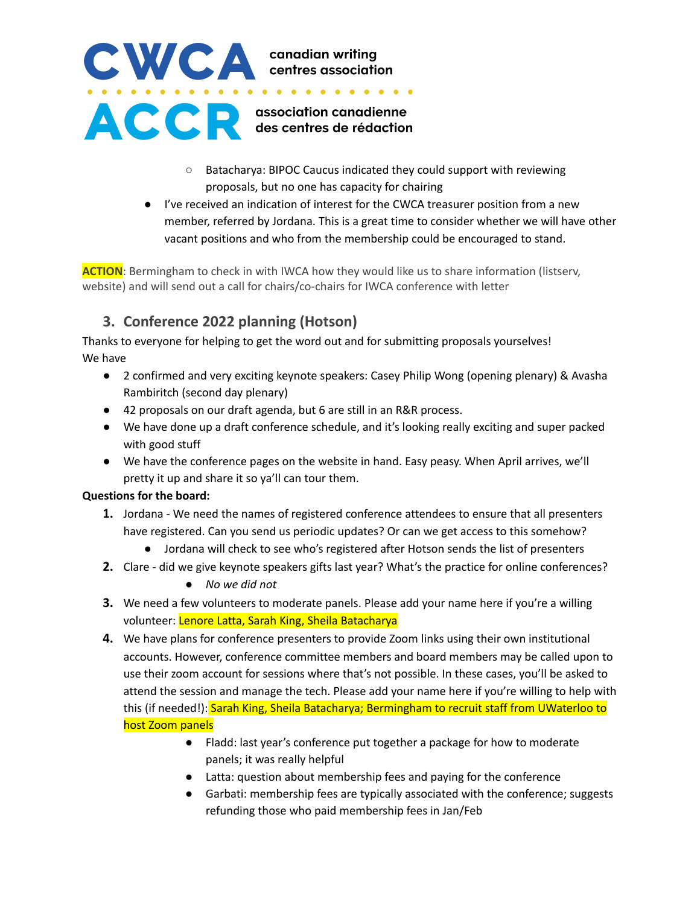- Batacharya: BIPOC Caucus indicated they could support with reviewing proposals, but no one has capacity for chairing
- I've received an indication of interest for the CWCA treasurer position from a new member, referred by Jordana. This is a great time to consider whether we will have other vacant positions and who from the membership could be encouraged to stand.

**ACTION**: Bermingham to check in with IWCA how they would like us to share information (listserv, website) and will send out a call for chairs/co-chairs for IWCA conference with letter

## 3. Conference 2022 planning (Hotson)

Thanks to everyone for helping to get the word out and for submitting proposals yourselves!
We have

- 2 confirmed and very exciting keynote speakers: Casey Philip Wong (opening plenary) & Avasha Rambiritch (second day plenary)
- 42 proposals on our draft agenda, but 6 are still in an R&R process.
- We have done up a draft conference schedule, and it's looking really exciting and super packed with good stuff
- We have the conference pages on the website in hand. Easy peasy. When April arrives, we'll pretty it up and share it so ya'll can tour them.

**Questions for the board:**

1. Jordana - We need the names of registered conference attendees to ensure that all presenters have registered. Can you send us periodic updates? Or can we get access to this somehow?
   - Jordana will check to see who's registered after Hotson sends the list of presenters
2. Clare - did we give keynote speakers gifts last year? What's the practice for online conferences?
   - *No we did not*
3. We need a few volunteers to moderate panels. Please add your name here if you're a willing volunteer: Lenore Latta, Sarah King, Sheila Batacharya
4. We have plans for conference presenters to provide Zoom links using their own institutional accounts. However, conference committee members and board members may be called upon to use their zoom account for sessions where that's not possible. In these cases, you'll be asked to attend the session and manage the tech. Please add your name here if you're willing to help with this (if needed!): Sarah King, Sheila Batacharya; Bermingham to recruit staff from UWaterloo to host Zoom panels
   - Fladd: last year's conference put together a package for how to moderate panels; it was really helpful
   - Latta: question about membership fees and paying for the conference
   - Garbati: membership fees are typically associated with the conference; suggests refunding those who paid membership fees in Jan/Feb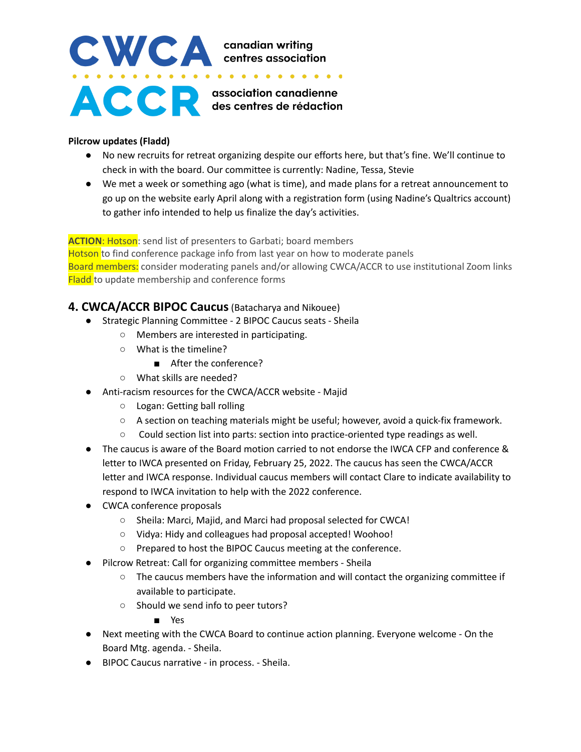**Pilcrow updates (Fladd)**

- No new recruits for retreat organizing despite our efforts here, but that's fine. We'll continue to check in with the board. Our committee is currently: Nadine, Tessa, Stevie
- We met a week or something ago (what is time), and made plans for a retreat announcement to go up on the website early April along with a registration form (using Nadine's Qualtrics account) to gather info intended to help us finalize the day's activities.

**ACTION**: Hotson: send list of presenters to Garbati; board members
Hotson to find conference package info from last year on how to moderate panels
Board members: consider moderating panels and/or allowing CWCA/ACCR to use institutional Zoom links
Fladd to update membership and conference forms

## 4. CWCA/ACCR BIPOC Caucus (Batacharya and Nikouee)

- Strategic Planning Committee - 2 BIPOC Caucus seats - Sheila
  - Members are interested in participating.
  - What is the timeline?
    - After the conference?
  - What skills are needed?
- Anti-racism resources for the CWCA/ACCR website - Majid
  - Logan: Getting ball rolling
  - A section on teaching materials might be useful; however, avoid a quick-fix framework.
  - Could section list into parts: section into practice-oriented type readings as well.
- The caucus is aware of the Board motion carried to not endorse the IWCA CFP and conference & letter to IWCA presented on Friday, February 25, 2022. The caucus has seen the CWCA/ACCR letter and IWCA response. Individual caucus members will contact Clare to indicate availability to respond to IWCA invitation to help with the 2022 conference.
- CWCA conference proposals
  - Sheila: Marci, Majid, and Marci had proposal selected for CWCA!
  - Vidya: Hidy and colleagues had proposal accepted! Woohoo!
  - Prepared to host the BIPOC Caucus meeting at the conference.
- Pilcrow Retreat: Call for organizing committee members - Sheila
  - The caucus members have the information and will contact the organizing committee if available to participate.
  - Should we send info to peer tutors?
    - Yes
- Next meeting with the CWCA Board to continue action planning. Everyone welcome - On the Board Mtg. agenda. - Sheila.
- BIPOC Caucus narrative - in process. - Sheila.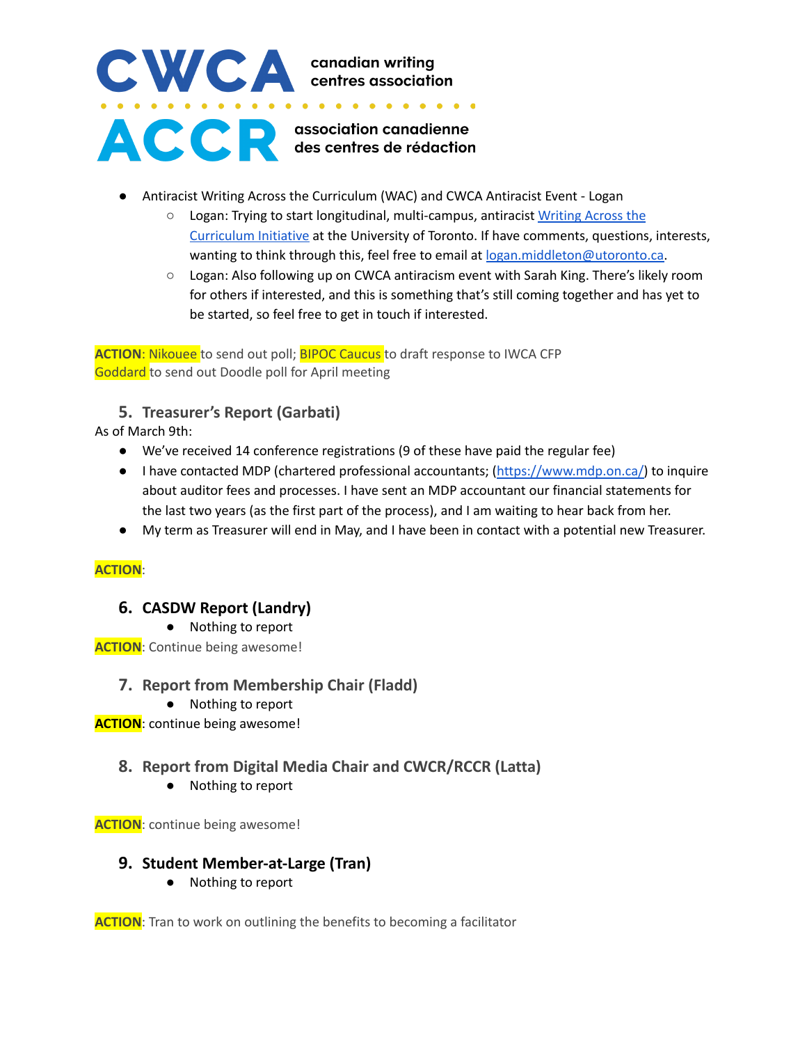- Antiracist Writing Across the Curriculum (WAC) and CWCA Antiracist Event - Logan
  - Logan: Trying to start longitudinal, multi-campus, antiracist Writing Across the Curriculum Initiative at the University of Toronto. If have comments, questions, interests, wanting to think through this, feel free to email at logan.middleton@utoronto.ca.
  - Logan: Also following up on CWCA antiracism event with Sarah King. There's likely room for others if interested, and this is something that's still coming together and has yet to be started, so feel free to get in touch if interested.

**ACTION**: Nikouee to send out poll; BIPOC Caucus to draft response to IWCA CFP
Goddard to send out Doodle poll for April meeting

## 5. Treasurer's Report (Garbati)

As of March 9th:

- We've received 14 conference registrations (9 of these have paid the regular fee)
- I have contacted MDP (chartered professional accountants; (https://www.mdp.on.ca/) to inquire about auditor fees and processes. I have sent an MDP accountant our financial statements for the last two years (as the first part of the process), and I am waiting to hear back from her.
- My term as Treasurer will end in May, and I have been in contact with a potential new Treasurer.

**ACTION**:

## 6. CASDW Report (Landry)

- Nothing to report

**ACTION**: Continue being awesome!

## 7. Report from Membership Chair (Fladd)

- Nothing to report

**ACTION**: continue being awesome!

## 8. Report from Digital Media Chair and CWCR/RCCR (Latta)

- Nothing to report

**ACTION**: continue being awesome!

## 9. Student Member-at-Large (Tran)

- Nothing to report

**ACTION**: Tran to work on outlining the benefits to becoming a facilitator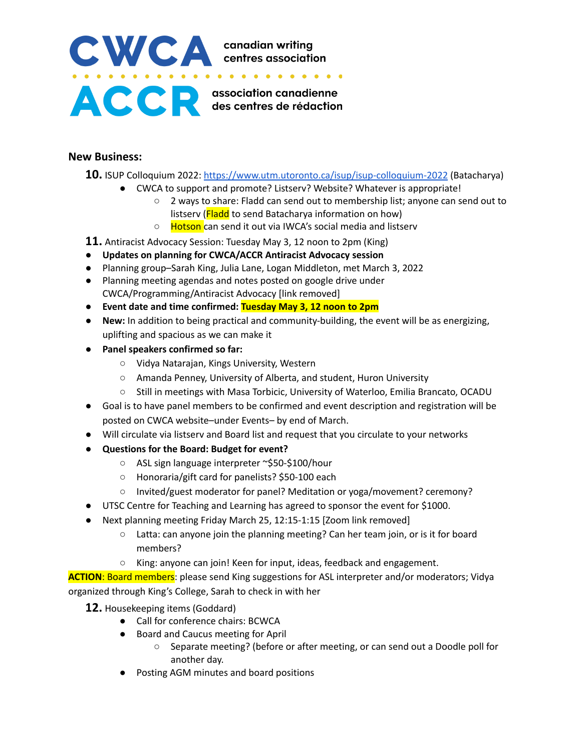**New Business:**

**10.** ISUP Colloquium 2022: https://www.utm.utoronto.ca/isup/isup-colloquium-2022 (Batacharya)

- CWCA to support and promote? Listserv? Website? Whatever is appropriate!
    - 2 ways to share: Fladd can send out to membership list; anyone can send out to listserv (Fladd to send Batacharya information on how)
    - Hotson can send it out via IWCA's social media and listserv

**11.** Antiracist Advocacy Session: Tuesday May 3, 12 noon to 2pm (King)

- **Updates on planning for CWCA/ACCR Antiracist Advocacy session**
- Planning group–Sarah King, Julia Lane, Logan Middleton, met March 3, 2022
- Planning meeting agendas and notes posted on google drive under CWCA/Programming/Antiracist Advocacy [link removed]
- **Event date and time confirmed: Tuesday May 3, 12 noon to 2pm**
- **New:** In addition to being practical and community-building, the event will be as energizing, uplifting and spacious as we can make it
- **Panel speakers confirmed so far:**
    - Vidya Natarajan, Kings University, Western
    - Amanda Penney, University of Alberta, and student, Huron University
    - Still in meetings with Masa Torbicic, University of Waterloo, Emilia Brancato, OCADU
- Goal is to have panel members to be confirmed and event description and registration will be posted on CWCA website–under Events– by end of March.
- Will circulate via listserv and Board list and request that you circulate to your networks
- **Questions for the Board: Budget for event?**
    - ASL sign language interpreter ~$50-$100/hour
    - Honoraria/gift card for panelists? $50-100 each
    - Invited/guest moderator for panel? Meditation or yoga/movement? ceremony?
- UTSC Centre for Teaching and Learning has agreed to sponsor the event for $1000.
- Next planning meeting Friday March 25, 12:15-1:15 [Zoom link removed]
    - Latta: can anyone join the planning meeting? Can her team join, or is it for board members?
    - King: anyone can join! Keen for input, ideas, feedback and engagement.

**ACTION**: Board members: please send King suggestions for ASL interpreter and/or moderators; Vidya organized through King's College, Sarah to check in with her

**12.** Housekeeping items (Goddard)

- Call for conference chairs: BCWCA
- Board and Caucus meeting for April
    - Separate meeting? (before or after meeting, or can send out a Doodle poll for another day.
- Posting AGM minutes and board positions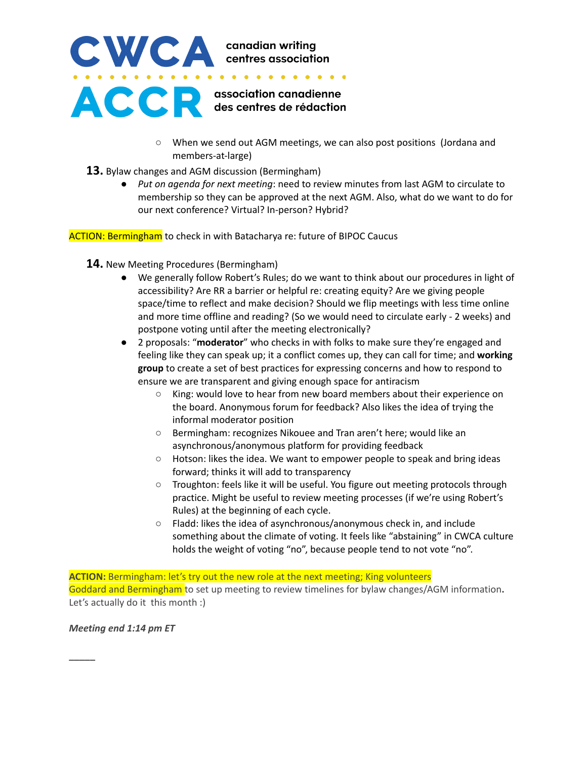- When we send out AGM meetings, we can also post positions (Jordana and members-at-large)

**13.** Bylaw changes and AGM discussion (Bermingham)

- *Put on agenda for next meeting*: need to review minutes from last AGM to circulate to membership so they can be approved at the next AGM. Also, what do we want to do for our next conference? Virtual? In-person? Hybrid?

ACTION: Bermingham to check in with Batacharya re: future of BIPOC Caucus

**14.** New Meeting Procedures (Bermingham)

- We generally follow Robert's Rules; do we want to think about our procedures in light of accessibility? Are RR a barrier or helpful re: creating equity? Are we giving people space/time to reflect and make decision? Should we flip meetings with less time online and more time offline and reading? (So we would need to circulate early - 2 weeks) and postpone voting until after the meeting electronically?
- 2 proposals: "**moderator**" who checks in with folks to make sure they're engaged and feeling like they can speak up; it a conflict comes up, they can call for time; and **working group** to create a set of best practices for expressing concerns and how to respond to ensure we are transparent and giving enough space for antiracism
  - King: would love to hear from new board members about their experience on the board. Anonymous forum for feedback? Also likes the idea of trying the informal moderator position
  - Bermingham: recognizes Nikouee and Tran aren't here; would like an asynchronous/anonymous platform for providing feedback
  - Hotson: likes the idea. We want to empower people to speak and bring ideas forward; thinks it will add to transparency
  - Troughton: feels like it will be useful. You figure out meeting protocols through practice. Might be useful to review meeting processes (if we're using Robert's Rules) at the beginning of each cycle.
  - Fladd: likes the idea of asynchronous/anonymous check in, and include something about the climate of voting. It feels like "abstaining" in CWCA culture holds the weight of voting "no", because people tend to not vote "no".

**ACTION:** Bermingham: let's try out the new role at the next meeting; King volunteers
Goddard and Bermingham to set up meeting to review timelines for bylaw changes/AGM information**.** Let's actually do it this month :)

***Meeting end 1:14 pm ET***

\_\_\_\_\_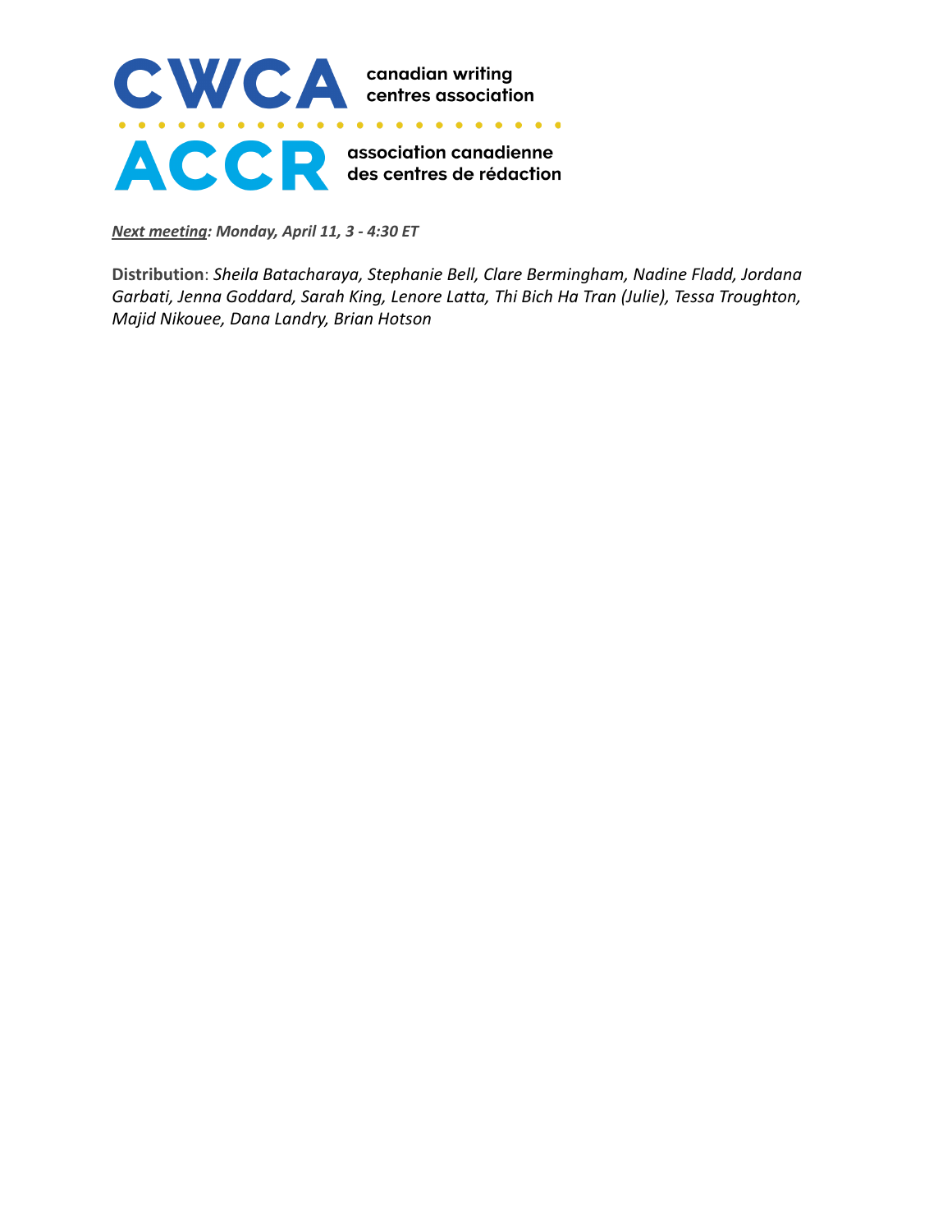CWCA canadian writing centres association

ACCR association canadienne des centres de rédaction

***<u>Next meeting</u>: Monday, April 11, 3 - 4:30 ET***

**Distribution**: *Sheila Batacharaya, Stephanie Bell, Clare Bermingham, Nadine Fladd, Jordana Garbati, Jenna Goddard, Sarah King, Lenore Latta, Thi Bich Ha Tran (Julie), Tessa Troughton, Majid Nikouee, Dana Landry, Brian Hotson*